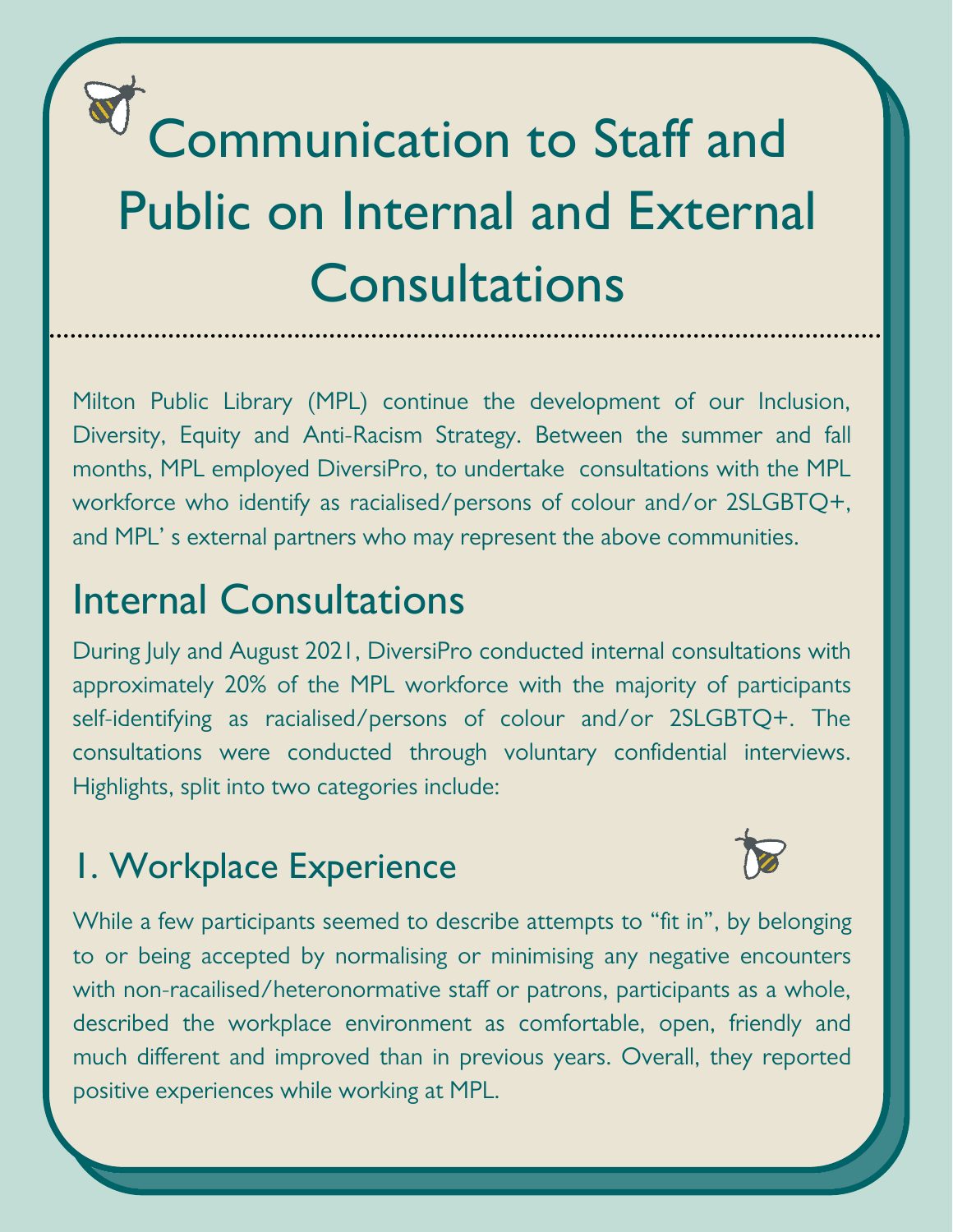# Communication to Staff and Public on Internal and External Consultations

Milton Public Library (MPL) continue the development of our Inclusion, Diversity, Equity and Anti-Racism Strategy. Between the summer and fall months, MPL employed DiversiPro, to undertake consultations with the MPL workforce who identify as racialised/persons of colour and/or 2SLGBTQ+, and MPL' s external partners who may represent the above communities.

## Internal Consultations

During July and August 2021, DiversiPro conducted internal consultations with approximately 20% of the MPL workforce with the majority of participants self-identifying as racialised/persons of colour and/or 2SLGBTQ+. The consultations were conducted through voluntary confidential interviews. Highlights, split into two categories include:

## 1. Workplace Experience

While a few participants seemed to describe attempts to "fit in", by belonging to or being accepted by normalising or minimising any negative encounters with non-racailised/heteronormative staff or patrons, participants as a whole, described the workplace environment as comfortable, open, friendly and much different and improved than in previous years. Overall, they reported positive experiences while working at MPL.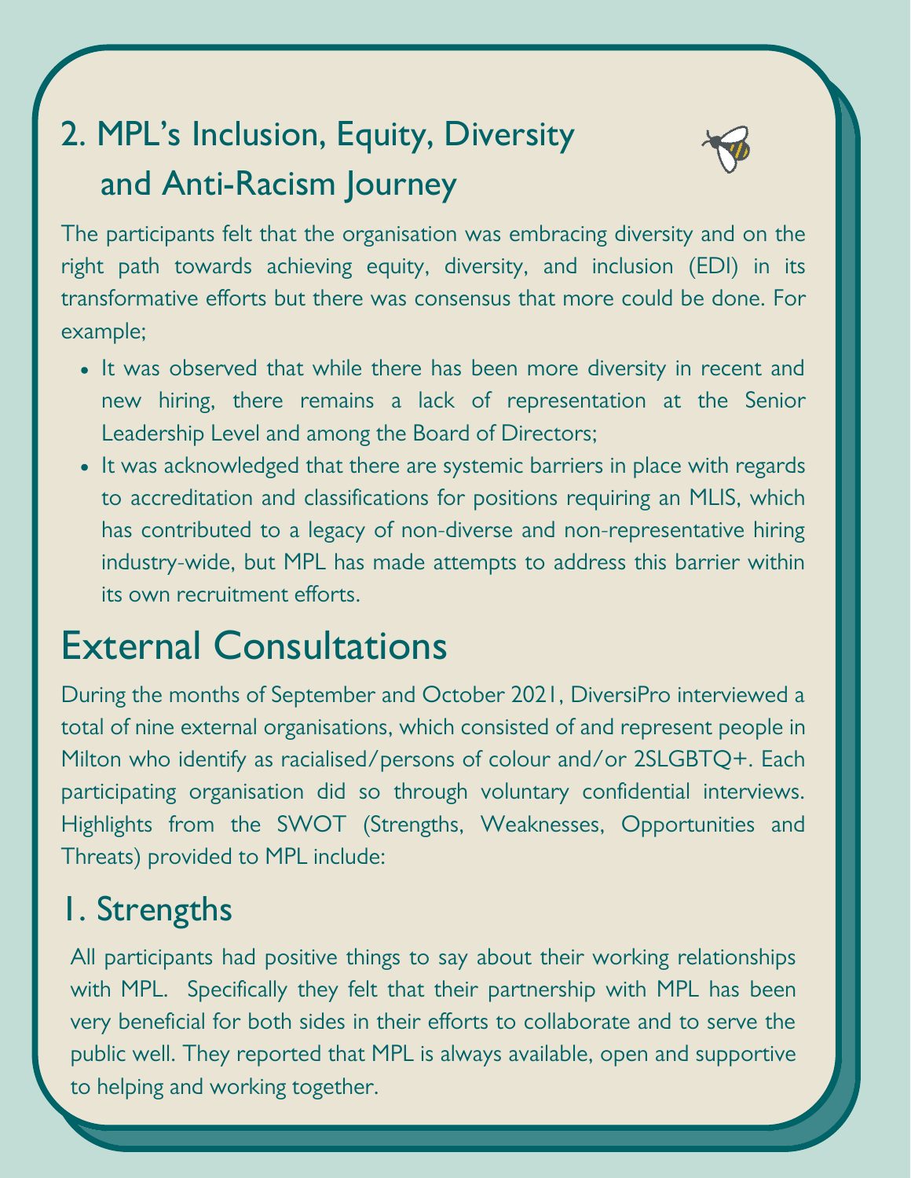## 2. MPL's Inclusion, Equity, Diversity and Anti-Racism Journey

The participants felt that the organisation was embracing diversity and on the right path towards achieving equity, diversity, and inclusion (EDI) in its transformative efforts but there was consensus that more could be done. For example;

- It was observed that while there has been more diversity in recent and new hiring, there remains a lack of representation at the Senior Leadership Level and among the Board of Directors;
- It was acknowledged that there are systemic barriers in place with regards to accreditation and classifications for positions requiring an MLIS, which has contributed to a legacy of non-diverse and non-representative hiring industry-wide, but MPL has made attempts to address this barrier within its own recruitment efforts.

# External Consultations

During the months of September and October 2021, DiversiPro interviewed a total of nine external organisations, which consisted of and represent people in Milton who identify as racialised/persons of colour and/or 2SLGBTQ+. Each participating organisation did so through voluntary confidential interviews. Highlights from the SWOT (Strengths, Weaknesses, Opportunities and Threats) provided to MPL include:

## 1. Strengths

All participants had positive things to say about their working relationships with MPL. Specifically they felt that their partnership with MPL has been very beneficial for both sides in their efforts to collaborate and to serve the public well. They reported that MPL is always available, open and supportive to helping and working together.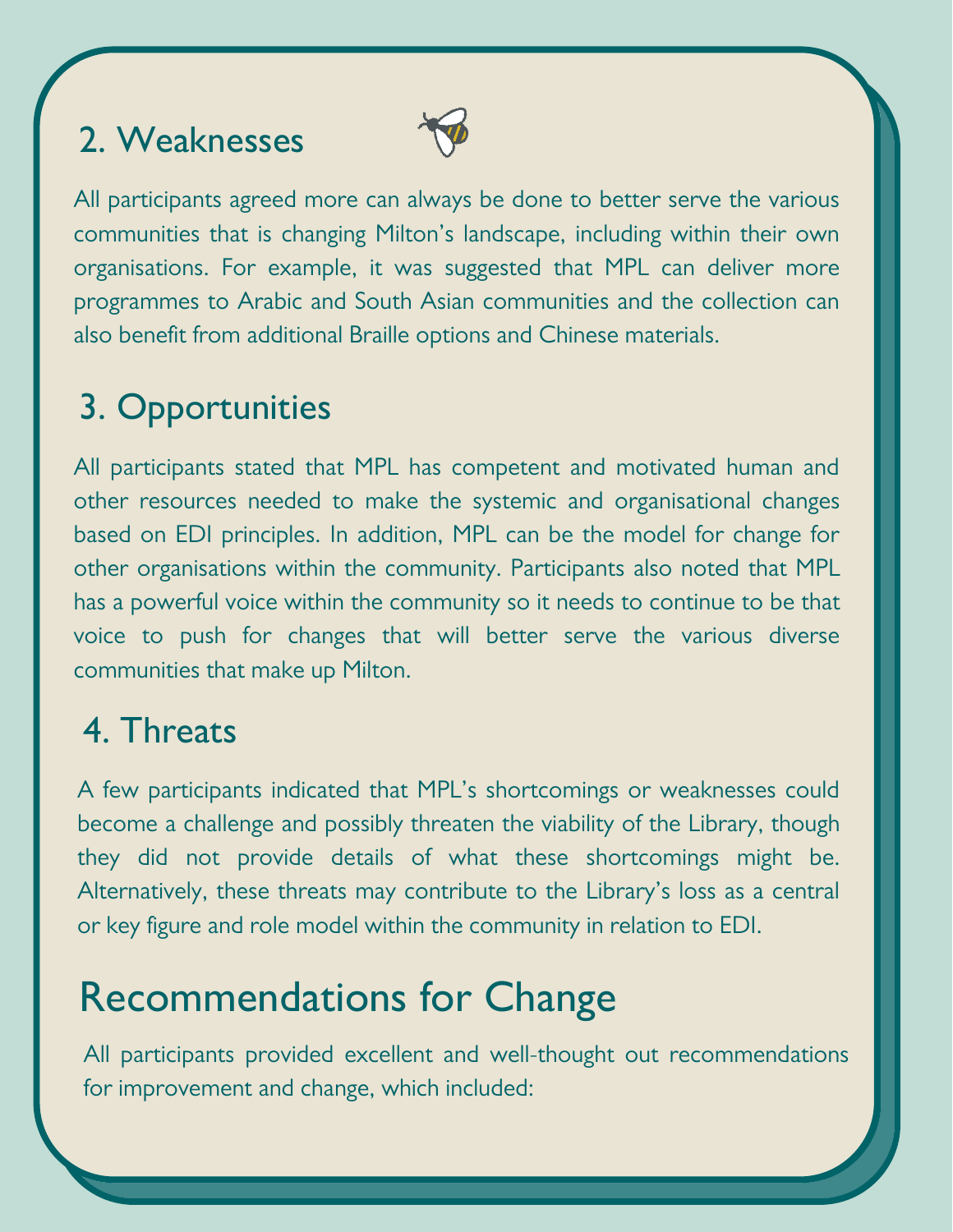## 2. Weaknesses

All participants agreed more can always be done to better serve the various communities that is changing Milton's landscape, including within their own organisations. For example, it was suggested that MPL can deliver more programmes to Arabic and South Asian communities and the collection can also benefit from additional Braille options and Chinese materials.

## 3. Opportunities

All participants stated that MPL has competent and motivated human and other resources needed to make the systemic and organisational changes based on EDI principles. In addition, MPL can be the model for change for other organisations within the community. Participants also noted that MPL has a powerful voice within the community so it needs to continue to be that voice to push for changes that will better serve the various diverse communities that make up Milton.

## 4. Threats

A few participants indicated that MPL's shortcomings or weaknesses could become a challenge and possibly threaten the viability of the Library, though they did not provide details of what these shortcomings might be. Alternatively, these threats may contribute to the Library's loss as a central or key figure and role model within the community in relation to EDI.

# Recommendations for Change

All participants provided excellent and well-thought out recommendations for improvement and change, which included: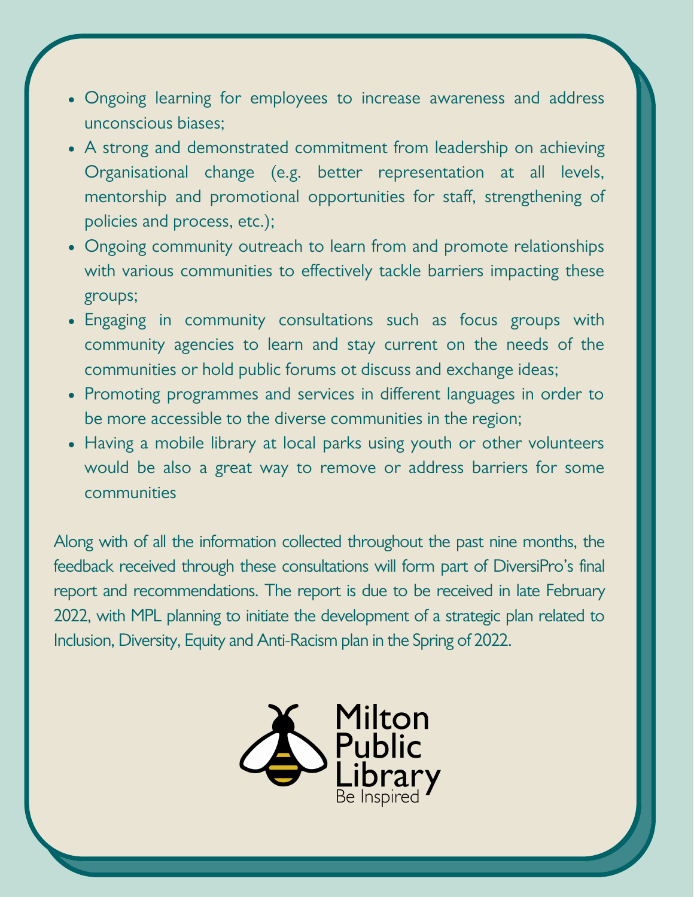- Ongoing learning for employees to increase awareness and address unconscious biases;
- A strong and demonstrated commitment from leadership on achieving Organisational change (e.g. better representation at all levels, mentorship and promotional opportunities for staff, strengthening of policies and process, etc.);
- Ongoing community outreach to learn from and promote relationships with various communities to effectively tackle barriers impacting these groups;
- Engaging in community consultations such as focus groups with community agencies to learn and stay current on the needs of the communities or hold public forums ot discuss and exchange ideas;
- Promoting programmes and services in different languages in order to be more accessible to the diverse communities in the region;
- Having a mobile library at local parks using youth or other volunteers would be also a great way to remove or address barriers for some communities

Along with of all the information collected throughout the past nine months, the feedback received through these consultations will form part of DiversiPro's final report and recommendations. The report is due to be received in late February 2022, with MPL planning to initiate the development of a strategic plan related to Inclusion, Diversity, Equity and Anti-Racism plan in the Spring of 2022.

Milton Public Library
Be Inspired